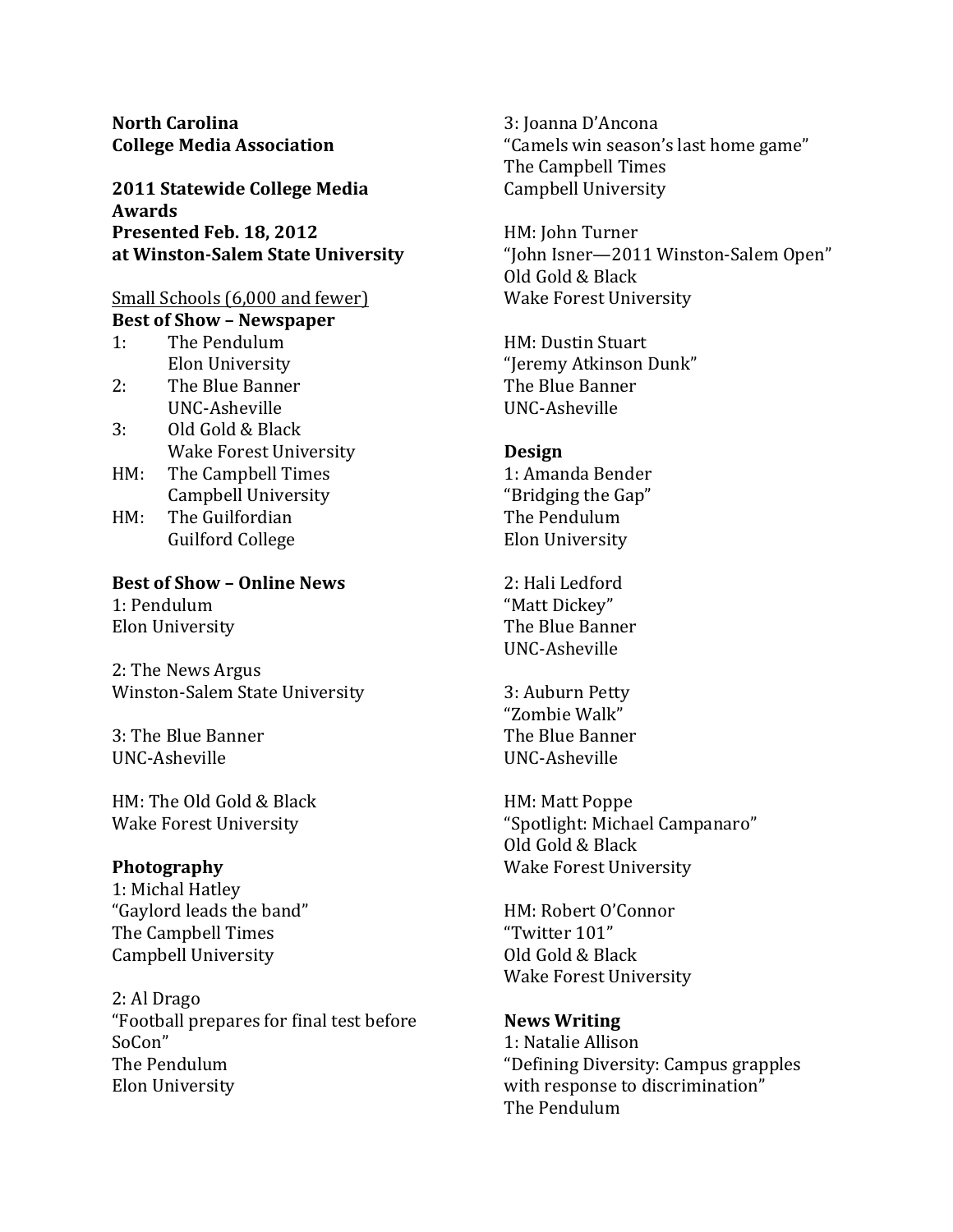**North Carolina**
**College Media Association**

**2011 Statewide College Media Awards**
**Presented Feb. 18, 2012**
**at Winston-Salem State University**

Small Schools (6,000 and fewer)

**Best of Show – Newspaper**

1: The Pendulum
Elon University

2: The Blue Banner
UNC-Asheville

3: Old Gold & Black
Wake Forest University

HM: The Campbell Times
Campbell University

HM: The Guilfordian
Guilford College

**Best of Show – Online News**

1: Pendulum
Elon University

2: The News Argus
Winston-Salem State University

3: The Blue Banner
UNC-Asheville

HM: The Old Gold & Black
Wake Forest University

**Photography**

1: Michal Hatley
"Gaylord leads the band"
The Campbell Times
Campbell University

2: Al Drago
"Football prepares for final test before SoCon"
The Pendulum
Elon University

3: Joanna D'Ancona
"Camels win season's last home game"
The Campbell Times
Campbell University

HM: John Turner
"John Isner—2011 Winston-Salem Open"
Old Gold & Black
Wake Forest University

HM: Dustin Stuart
"Jeremy Atkinson Dunk"
The Blue Banner
UNC-Asheville

**Design**

1: Amanda Bender
"Bridging the Gap"
The Pendulum
Elon University

2: Hali Ledford
"Matt Dickey"
The Blue Banner
UNC-Asheville

3: Auburn Petty
"Zombie Walk"
The Blue Banner
UNC-Asheville

HM: Matt Poppe
"Spotlight: Michael Campanaro"
Old Gold & Black
Wake Forest University

HM: Robert O'Connor
"Twitter 101"
Old Gold & Black
Wake Forest University

**News Writing**

1: Natalie Allison
"Defining Diversity: Campus grapples with response to discrimination"
The Pendulum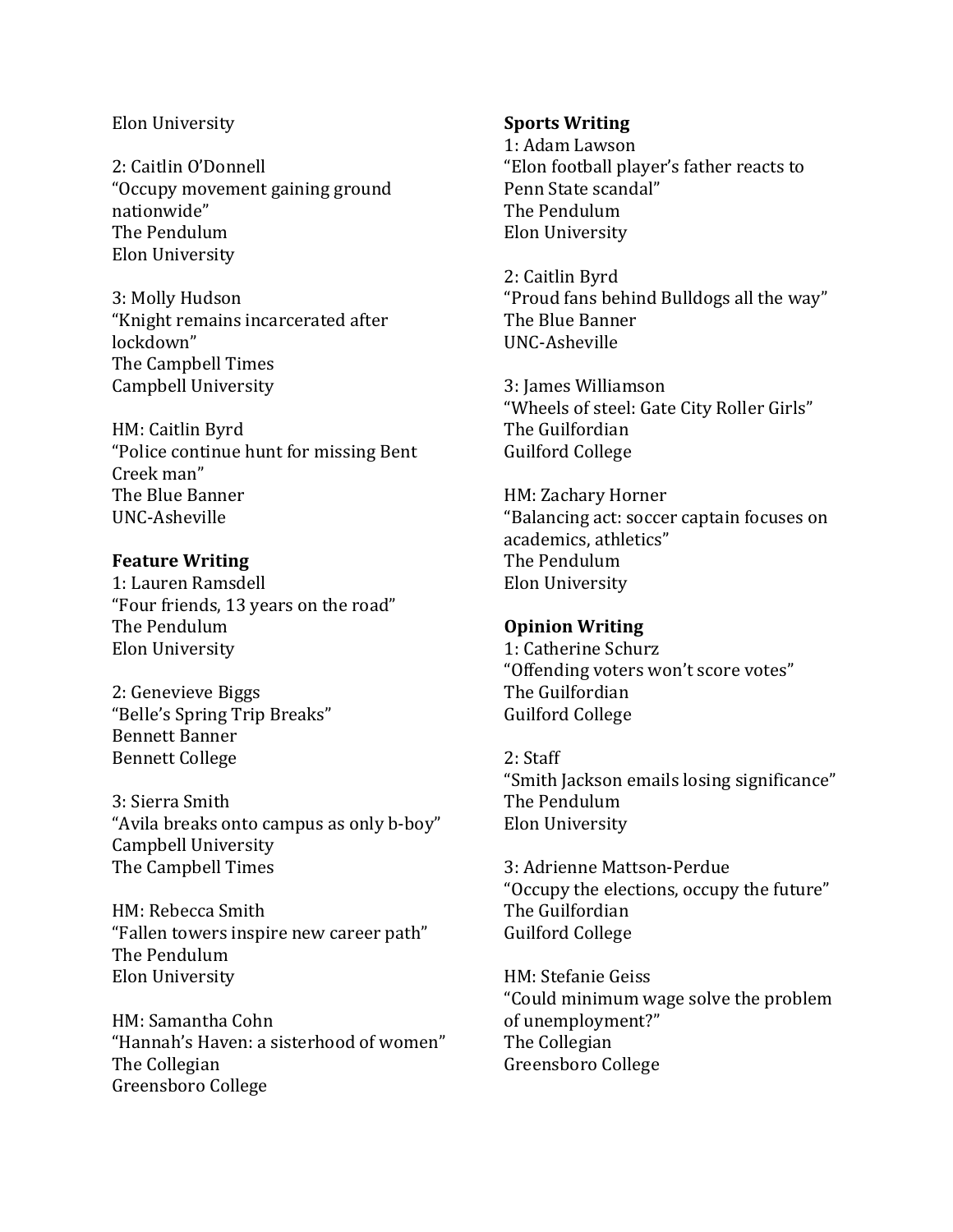Elon University

2: Caitlin O'Donnell
"Occupy movement gaining ground nationwide"
The Pendulum
Elon University

3: Molly Hudson
"Knight remains incarcerated after lockdown"
The Campbell Times
Campbell University

HM: Caitlin Byrd
"Police continue hunt for missing Bent Creek man"
The Blue Banner
UNC-Asheville

**Feature Writing**
1: Lauren Ramsdell
"Four friends, 13 years on the road"
The Pendulum
Elon University

2: Genevieve Biggs
"Belle's Spring Trip Breaks"
Bennett Banner
Bennett College

3: Sierra Smith
"Avila breaks onto campus as only b-boy"
Campbell University
The Campbell Times

HM: Rebecca Smith
"Fallen towers inspire new career path"
The Pendulum
Elon University

HM: Samantha Cohn
"Hannah's Haven: a sisterhood of women"
The Collegian
Greensboro College

**Sports Writing**
1: Adam Lawson
"Elon football player's father reacts to Penn State scandal"
The Pendulum
Elon University

2: Caitlin Byrd
"Proud fans behind Bulldogs all the way"
The Blue Banner
UNC-Asheville

3: James Williamson
"Wheels of steel: Gate City Roller Girls"
The Guilfordian
Guilford College

HM: Zachary Horner
"Balancing act: soccer captain focuses on academics, athletics"
The Pendulum
Elon University

**Opinion Writing**
1: Catherine Schurz
"Offending voters won't score votes"
The Guilfordian
Guilford College

2: Staff
"Smith Jackson emails losing significance"
The Pendulum
Elon University

3: Adrienne Mattson-Perdue
"Occupy the elections, occupy the future"
The Guilfordian
Guilford College

HM: Stefanie Geiss
"Could minimum wage solve the problem of unemployment?"
The Collegian
Greensboro College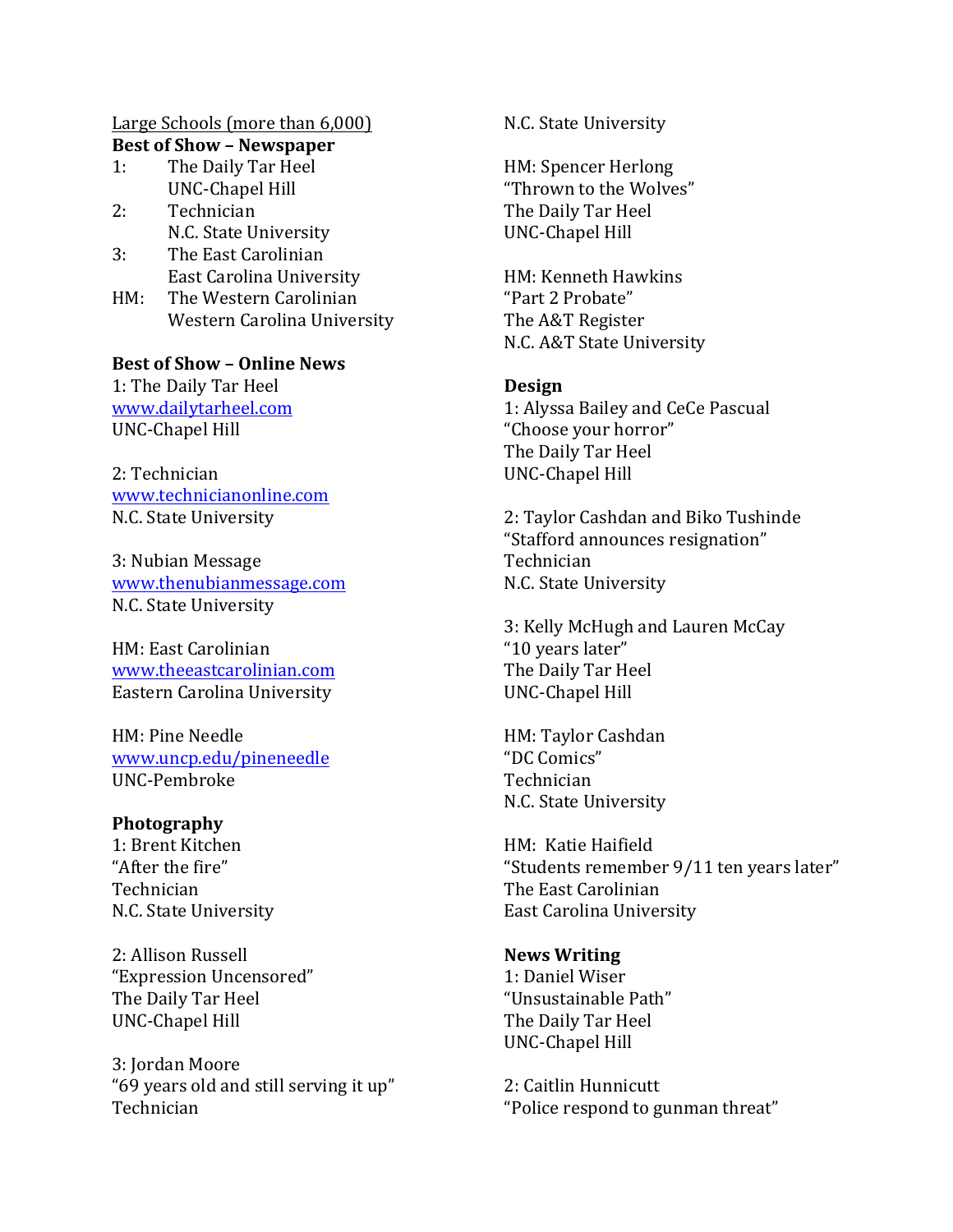Large Schools (more than 6,000)

**Best of Show – Newspaper**

1: The Daily Tar Heel
UNC-Chapel Hill

2: Technician
N.C. State University

3: The East Carolinian
East Carolina University

HM: The Western Carolinian
Western Carolina University

**Best of Show – Online News**

1: The Daily Tar Heel
www.dailytarheel.com
UNC-Chapel Hill

2: Technician
www.technicianonline.com
N.C. State University

3: Nubian Message
www.thenubianmessage.com
N.C. State University

HM: East Carolinian
www.theeastcarolinian.com
Eastern Carolina University

HM: Pine Needle
www.uncp.edu/pineneedle
UNC-Pembroke

**Photography**

1: Brent Kitchen
"After the fire"
Technician
N.C. State University

2: Allison Russell
"Expression Uncensored"
The Daily Tar Heel
UNC-Chapel Hill

3: Jordan Moore
"69 years old and still serving it up"
Technician
N.C. State University

HM: Spencer Herlong
"Thrown to the Wolves"
The Daily Tar Heel
UNC-Chapel Hill

HM: Kenneth Hawkins
"Part 2 Probate"
The A&T Register
N.C. A&T State University

**Design**

1: Alyssa Bailey and CeCe Pascual
"Choose your horror"
The Daily Tar Heel
UNC-Chapel Hill

2: Taylor Cashdan and Biko Tushinde
"Stafford announces resignation"
Technician
N.C. State University

3: Kelly McHugh and Lauren McCay
"10 years later"
The Daily Tar Heel
UNC-Chapel Hill

HM: Taylor Cashdan
"DC Comics"
Technician
N.C. State University

HM: Katie Haifield
"Students remember 9/11 ten years later"
The East Carolinian
East Carolina University

**News Writing**

1: Daniel Wiser
"Unsustainable Path"
The Daily Tar Heel
UNC-Chapel Hill

2: Caitlin Hunnicutt
"Police respond to gunman threat"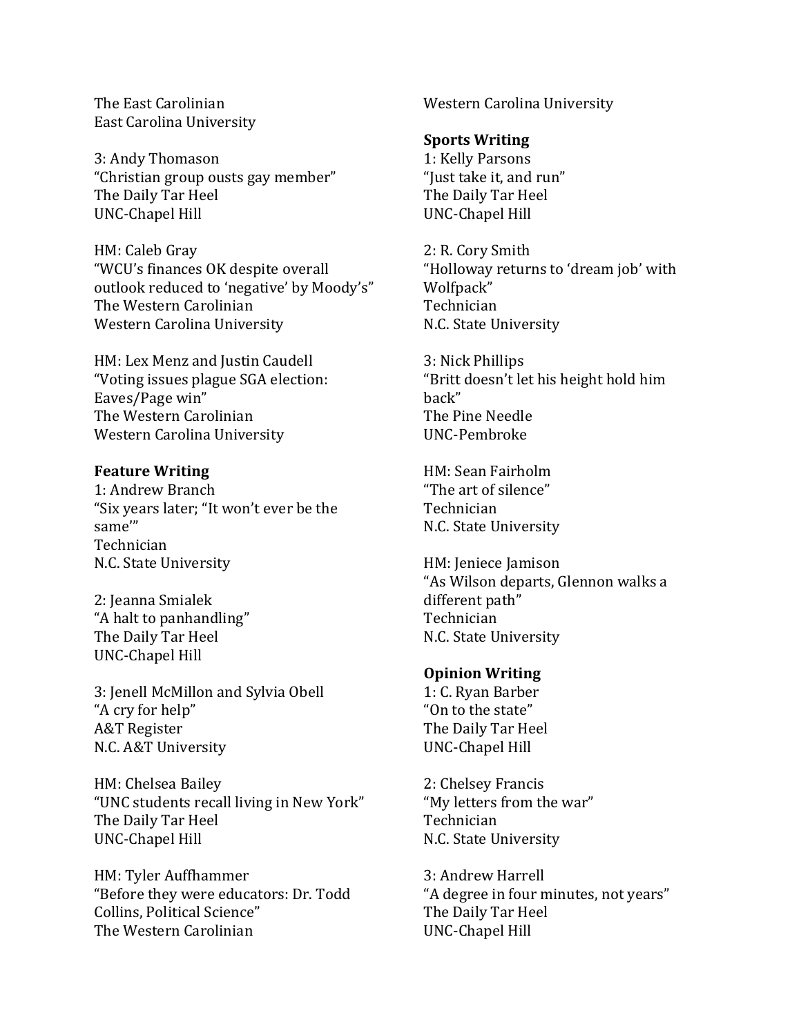The East Carolinian
East Carolina University

3: Andy Thomason
"Christian group ousts gay member"
The Daily Tar Heel
UNC-Chapel Hill

HM: Caleb Gray
"WCU's finances OK despite overall outlook reduced to 'negative' by Moody's"
The Western Carolinian
Western Carolina University

HM: Lex Menz and Justin Caudell
"Voting issues plague SGA election: Eaves/Page win"
The Western Carolinian
Western Carolina University

**Feature Writing**
1: Andrew Branch
"Six years later; "It won't ever be the same'"
Technician
N.C. State University

2: Jeanna Smialek
"A halt to panhandling"
The Daily Tar Heel
UNC-Chapel Hill

3: Jenell McMillon and Sylvia Obell
"A cry for help"
A&T Register
N.C. A&T University

HM: Chelsea Bailey
"UNC students recall living in New York"
The Daily Tar Heel
UNC-Chapel Hill

HM: Tyler Auffhammer
"Before they were educators: Dr. Todd Collins, Political Science"
The Western Carolinian
Western Carolina University

**Sports Writing**
1: Kelly Parsons
"Just take it, and run"
The Daily Tar Heel
UNC-Chapel Hill

2: R. Cory Smith
"Holloway returns to 'dream job' with Wolfpack"
Technician
N.C. State University

3: Nick Phillips
"Britt doesn't let his height hold him back"
The Pine Needle
UNC-Pembroke

HM: Sean Fairholm
"The art of silence"
Technician
N.C. State University

HM: Jeniece Jamison
"As Wilson departs, Glennon walks a different path"
Technician
N.C. State University

**Opinion Writing**
1: C. Ryan Barber
"On to the state"
The Daily Tar Heel
UNC-Chapel Hill

2: Chelsey Francis
"My letters from the war"
Technician
N.C. State University

3: Andrew Harrell
"A degree in four minutes, not years"
The Daily Tar Heel
UNC-Chapel Hill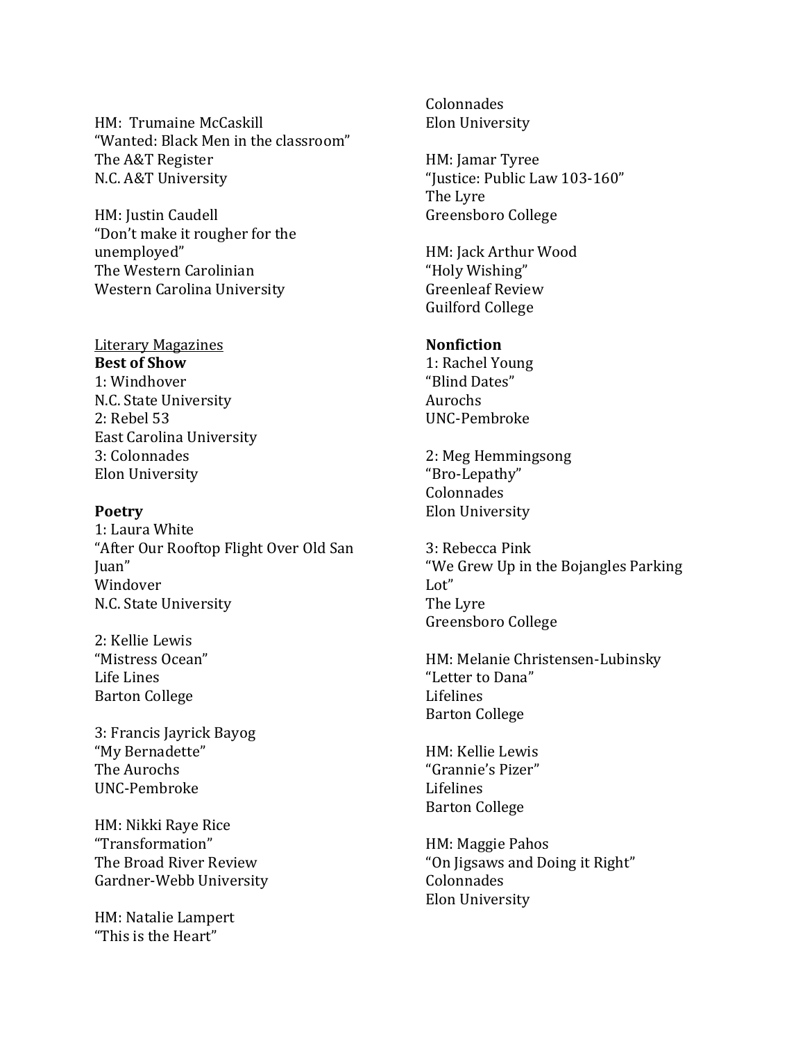HM: Trumaine McCaskill
"Wanted: Black Men in the classroom"
The A&T Register
N.C. A&T University

HM: Justin Caudell
"Don't make it rougher for the unemployed"
The Western Carolinian
Western Carolina University

<u>Literary Magazines</u>

**Best of Show**

1: Windhover
N.C. State University
2: Rebel 53
East Carolina University
3: Colonnades
Elon University

**Poetry**

1: Laura White
"After Our Rooftop Flight Over Old San Juan"
Windover
N.C. State University

2: Kellie Lewis
"Mistress Ocean"
Life Lines
Barton College

3: Francis Jayrick Bayog
"My Bernadette"
The Aurochs
UNC-Pembroke

HM: Nikki Raye Rice
"Transformation"
The Broad River Review
Gardner-Webb University

HM: Natalie Lampert
"This is the Heart"
Colonnades
Elon University

HM: Jamar Tyree
"Justice: Public Law 103-160"
The Lyre
Greensboro College

HM: Jack Arthur Wood
"Holy Wishing"
Greenleaf Review
Guilford College

**Nonfiction**

1: Rachel Young
"Blind Dates"
Aurochs
UNC-Pembroke

2: Meg Hemmingsong
"Bro-Lepathy"
Colonnades
Elon University

3: Rebecca Pink
"We Grew Up in the Bojangles Parking Lot"
The Lyre
Greensboro College

HM: Melanie Christensen-Lubinsky
"Letter to Dana"
Lifelines
Barton College

HM: Kellie Lewis
"Grannie's Pizer"
Lifelines
Barton College

HM: Maggie Pahos
"On Jigsaws and Doing it Right"
Colonnades
Elon University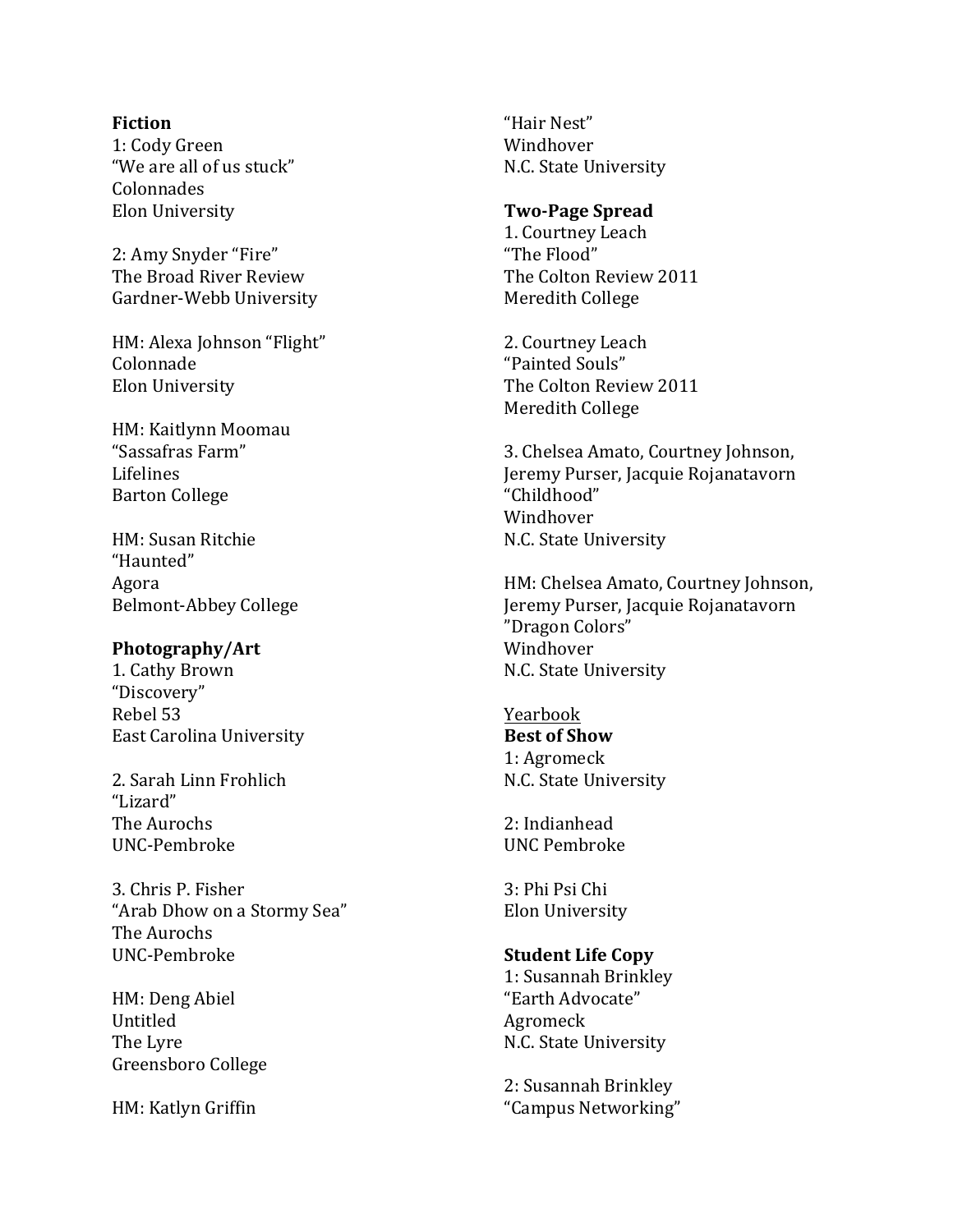**Fiction**
1: Cody Green
"We are all of us stuck"
Colonnades
Elon University

2: Amy Snyder "Fire"
The Broad River Review
Gardner-Webb University

HM: Alexa Johnson "Flight"
Colonnade
Elon University

HM: Kaitlynn Moomau
"Sassafras Farm"
Lifelines
Barton College

HM: Susan Ritchie
"Haunted"
Agora
Belmont-Abbey College

**Photography/Art**
1. Cathy Brown
"Discovery"
Rebel 53
East Carolina University

2. Sarah Linn Frohlich
"Lizard"
The Aurochs
UNC-Pembroke

3. Chris P. Fisher
"Arab Dhow on a Stormy Sea"
The Aurochs
UNC-Pembroke

HM: Deng Abiel
Untitled
The Lyre
Greensboro College

HM: Katlyn Griffin
"Hair Nest"
Windhover
N.C. State University

**Two-Page Spread**
1. Courtney Leach
"The Flood"
The Colton Review 2011
Meredith College

2. Courtney Leach
"Painted Souls"
The Colton Review 2011
Meredith College

3. Chelsea Amato, Courtney Johnson, Jeremy Purser, Jacquie Rojanatavorn
"Childhood"
Windhover
N.C. State University

HM: Chelsea Amato, Courtney Johnson, Jeremy Purser, Jacquie Rojanatavorn
"Dragon Colors"
Windhover
N.C. State University

Yearbook

**Best of Show**
1: Agromeck
N.C. State University

2: Indianhead
UNC Pembroke

3: Phi Psi Chi
Elon University

**Student Life Copy**
1: Susannah Brinkley
"Earth Advocate"
Agromeck
N.C. State University

2: Susannah Brinkley
"Campus Networking"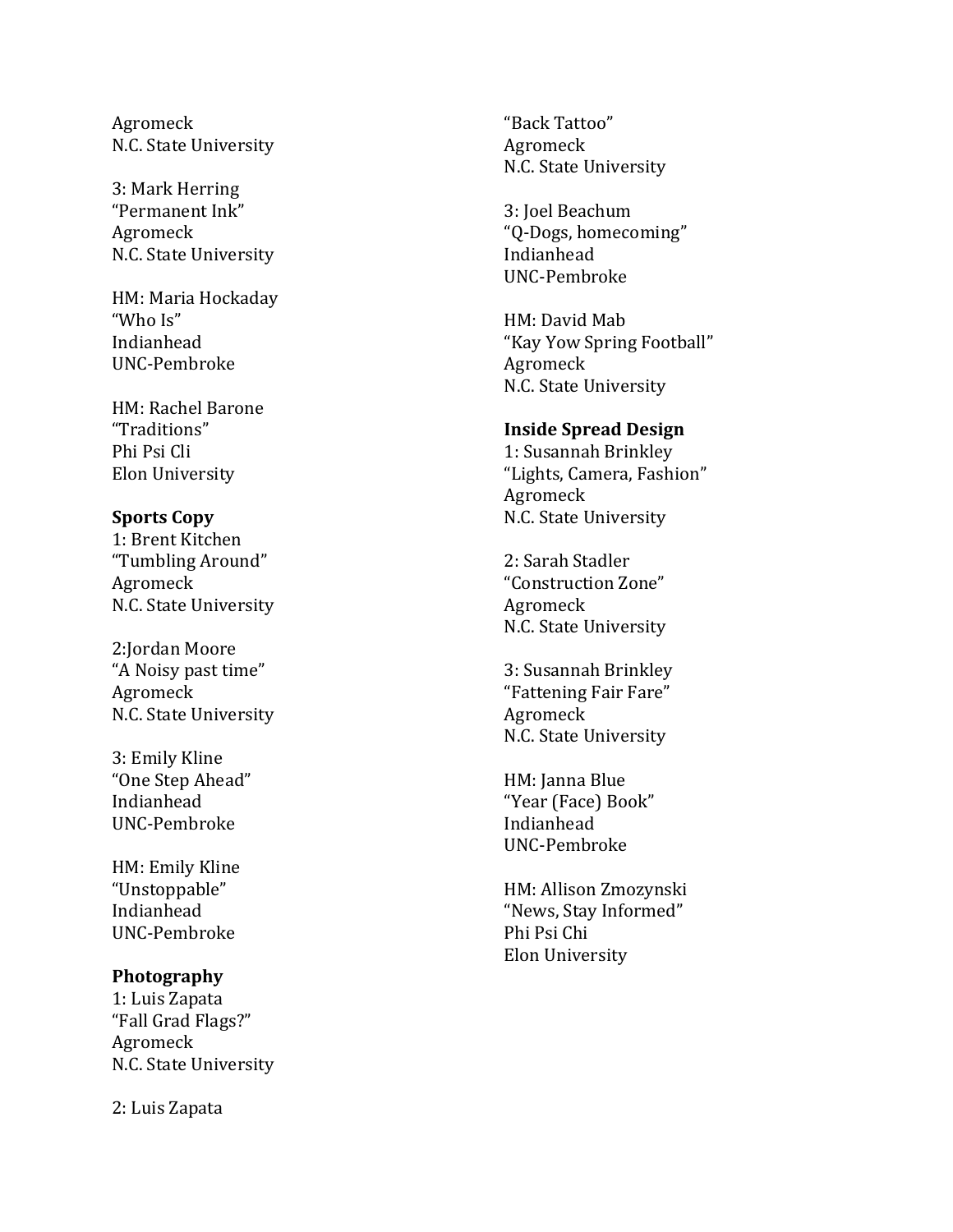Agromeck
N.C. State University

3: Mark Herring
"Permanent Ink"
Agromeck
N.C. State University

HM: Maria Hockaday
"Who Is"
Indianhead
UNC-Pembroke

HM: Rachel Barone
"Traditions"
Phi Psi Cli
Elon University

**Sports Copy**
1: Brent Kitchen
"Tumbling Around"
Agromeck
N.C. State University

2:Jordan Moore
"A Noisy past time"
Agromeck
N.C. State University

3: Emily Kline
"One Step Ahead"
Indianhead
UNC-Pembroke

HM: Emily Kline
"Unstoppable"
Indianhead
UNC-Pembroke

**Photography**
1: Luis Zapata
"Fall Grad Flags?"
Agromeck
N.C. State University

2: Luis Zapata
"Back Tattoo"
Agromeck
N.C. State University

3: Joel Beachum
"Q-Dogs, homecoming"
Indianhead
UNC-Pembroke

HM: David Mab
"Kay Yow Spring Football"
Agromeck
N.C. State University

**Inside Spread Design**
1: Susannah Brinkley
"Lights, Camera, Fashion"
Agromeck
N.C. State University

2: Sarah Stadler
"Construction Zone"
Agromeck
N.C. State University

3: Susannah Brinkley
"Fattening Fair Fare"
Agromeck
N.C. State University

HM: Janna Blue
"Year (Face) Book"
Indianhead
UNC-Pembroke

HM: Allison Zmozynski
"News, Stay Informed"
Phi Psi Chi
Elon University